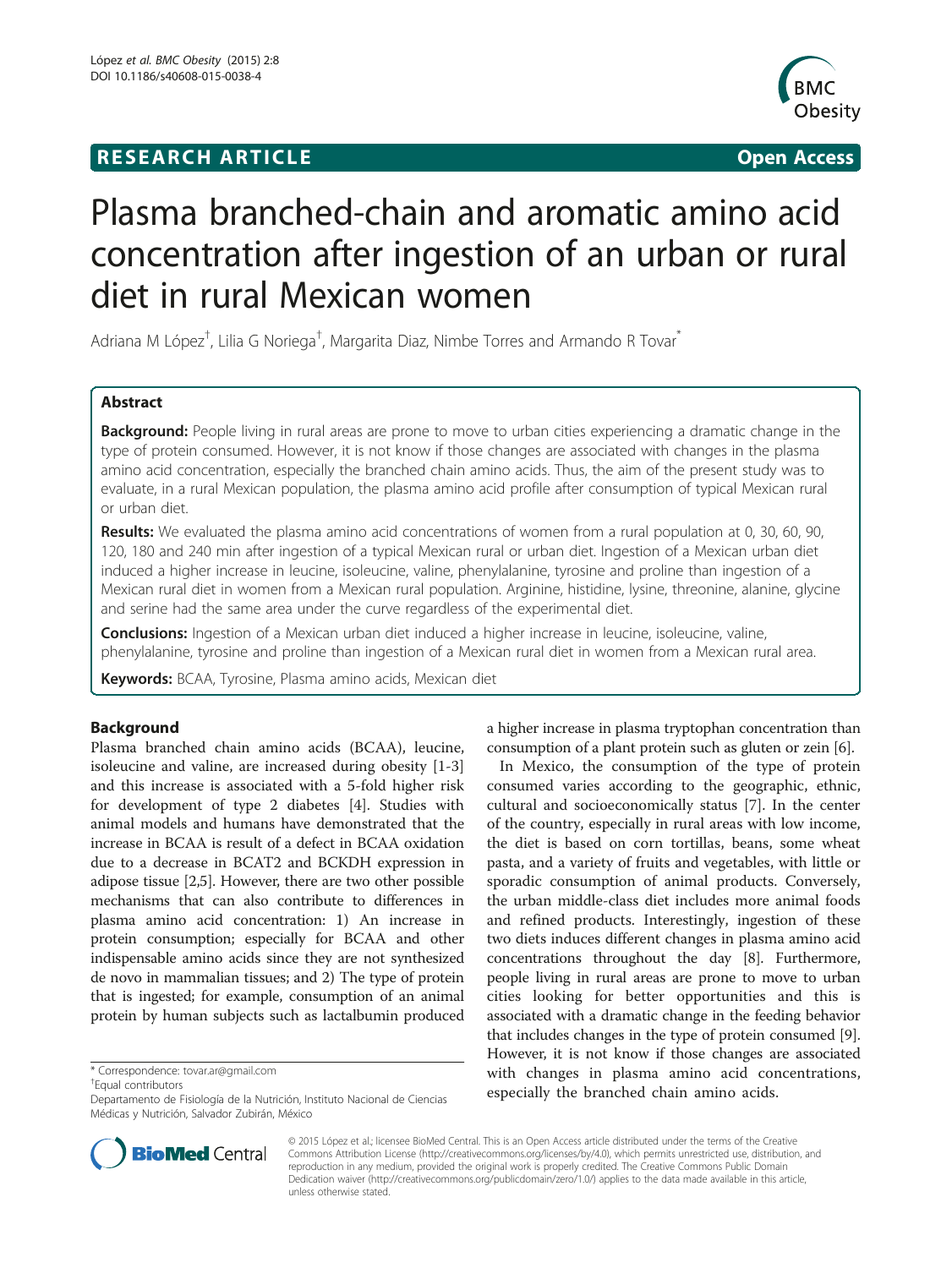**RESEARCH ARTICLE** **Open Access**

# Plasma branched-chain and aromatic amino acid concentration after ingestion of an urban or rural diet in rural Mexican women

Adriana M López[†], Lilia G Noriega[†], Margarita Diaz, Nimbe Torres and Armando R Tovar[*]

## Abstract

**Background:** People living in rural areas are prone to move to urban cities experiencing a dramatic change in the type of protein consumed. However, it is not know if those changes are associated with changes in the plasma amino acid concentration, especially the branched chain amino acids. Thus, the aim of the present study was to evaluate, in a rural Mexican population, the plasma amino acid profile after consumption of typical Mexican rural or urban diet.

**Results:** We evaluated the plasma amino acid concentrations of women from a rural population at 0, 30, 60, 90, 120, 180 and 240 min after ingestion of a typical Mexican rural or urban diet. Ingestion of a Mexican urban diet induced a higher increase in leucine, isoleucine, valine, phenylalanine, tyrosine and proline than ingestion of a Mexican rural diet in women from a Mexican rural population. Arginine, histidine, lysine, threonine, alanine, glycine and serine had the same area under the curve regardless of the experimental diet.

**Conclusions:** Ingestion of a Mexican urban diet induced a higher increase in leucine, isoleucine, valine, phenylalanine, tyrosine and proline than ingestion of a Mexican rural diet in women from a Mexican rural area.

**Keywords:** BCAA, Tyrosine, Plasma amino acids, Mexican diet

## Background

Plasma branched chain amino acids (BCAA), leucine, isoleucine and valine, are increased during obesity [1-3] and this increase is associated with a 5-fold higher risk for development of type 2 diabetes [4]. Studies with animal models and humans have demonstrated that the increase in BCAA is result of a defect in BCAA oxidation due to a decrease in BCAT2 and BCKDH expression in adipose tissue [2,5]. However, there are two other possible mechanisms that can also contribute to differences in plasma amino acid concentration: 1) An increase in protein consumption; especially for BCAA and other indispensable amino acids since they are not synthesized de novo in mammalian tissues; and 2) The type of protein that is ingested; for example, consumption of an animal protein by human subjects such as lactalbumin produced a higher increase in plasma tryptophan concentration than consumption of a plant protein such as gluten or zein [6].

In Mexico, the consumption of the type of protein consumed varies according to the geographic, ethnic, cultural and socioeconomically status [7]. In the center of the country, especially in rural areas with low income, the diet is based on corn tortillas, beans, some wheat pasta, and a variety of fruits and vegetables, with little or sporadic consumption of animal products. Conversely, the urban middle-class diet includes more animal foods and refined products. Interestingly, ingestion of these two diets induces different changes in plasma amino acid concentrations throughout the day [8]. Furthermore, people living in rural areas are prone to move to urban cities looking for better opportunities and this is associated with a dramatic change in the feeding behavior that includes changes in the type of protein consumed [9]. However, it is not know if those changes are associated with changes in plasma amino acid concentrations, especially the branched chain amino acids.

\* Correspondence: tovar.ar@gmail.com

†Equal contributors

Departamento de Fisiología de la Nutrición, Instituto Nacional de Ciencias Médicas y Nutrición, Salvador Zubirán, México

© 2015 López et al.; licensee BioMed Central. This is an Open Access article distributed under the terms of the Creative Commons Attribution License (http://creativecommons.org/licenses/by/4.0), which permits unrestricted use, distribution, and reproduction in any medium, provided the original work is properly credited. The Creative Commons Public Domain Dedication waiver (http://creativecommons.org/publicdomain/zero/1.0/) applies to the data made available in this article, unless otherwise stated.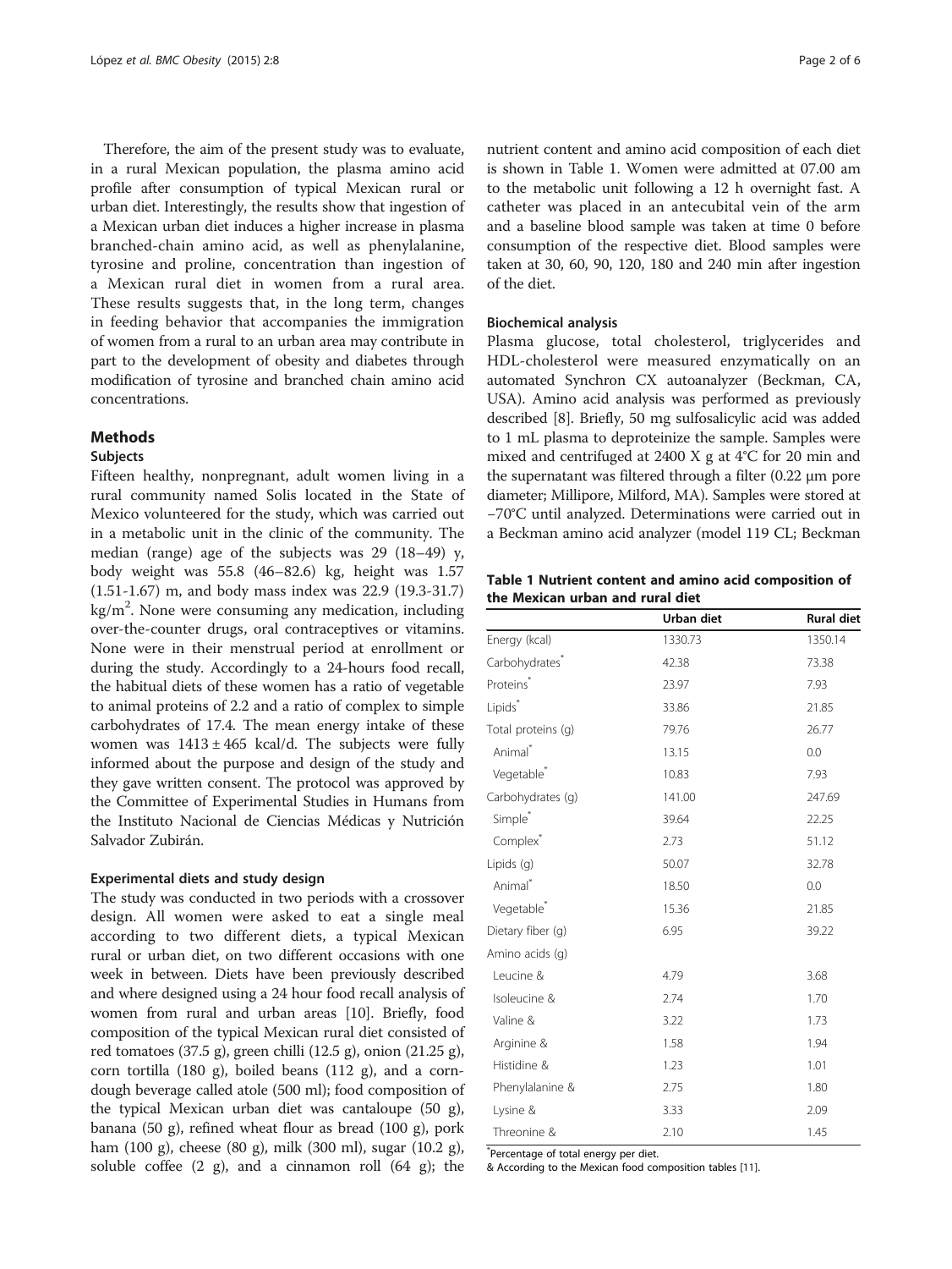Therefore, the aim of the present study was to evaluate, in a rural Mexican population, the plasma amino acid profile after consumption of typical Mexican rural or urban diet. Interestingly, the results show that ingestion of a Mexican urban diet induces a higher increase in plasma branched-chain amino acid, as well as phenylalanine, tyrosine and proline, concentration than ingestion of a Mexican rural diet in women from a rural area. These results suggests that, in the long term, changes in feeding behavior that accompanies the immigration of women from a rural to an urban area may contribute in part to the development of obesity and diabetes through modification of tyrosine and branched chain amino acid concentrations.

## Methods

### Subjects

Fifteen healthy, nonpregnant, adult women living in a rural community named Solis located in the State of Mexico volunteered for the study, which was carried out in a metabolic unit in the clinic of the community. The median (range) age of the subjects was 29 (18–49) y, body weight was 55.8 (46–82.6) kg, height was 1.57 (1.51-1.67) m, and body mass index was 22.9 (19.3-31.7) kg/m$^2$. None were consuming any medication, including over-the-counter drugs, oral contraceptives or vitamins. None were in their menstrual period at enrollment or during the study. Accordingly to a 24-hours food recall, the habitual diets of these women has a ratio of vegetable to animal proteins of 2.2 and a ratio of complex to simple carbohydrates of 17.4. The mean energy intake of these women was 1413 ± 465 kcal/d. The subjects were fully informed about the purpose and design of the study and they gave written consent. The protocol was approved by the Committee of Experimental Studies in Humans from the Instituto Nacional de Ciencias Médicas y Nutrición Salvador Zubirán.

### Experimental diets and study design

The study was conducted in two periods with a crossover design. All women were asked to eat a single meal according to two different diets, a typical Mexican rural or urban diet, on two different occasions with one week in between. Diets have been previously described and where designed using a 24 hour food recall analysis of women from rural and urban areas [10]. Briefly, food composition of the typical Mexican rural diet consisted of red tomatoes (37.5 g), green chilli (12.5 g), onion (21.25 g), corn tortilla (180 g), boiled beans (112 g), and a corn-dough beverage called atole (500 ml); food composition of the typical Mexican urban diet was cantaloupe (50 g), banana (50 g), refined wheat flour as bread (100 g), pork ham (100 g), cheese (80 g), milk (300 ml), sugar (10.2 g), soluble coffee (2 g), and a cinnamon roll (64 g); the nutrient content and amino acid composition of each diet is shown in Table 1. Women were admitted at 07.00 am to the metabolic unit following a 12 h overnight fast. A catheter was placed in an antecubital vein of the arm and a baseline blood sample was taken at time 0 before consumption of the respective diet. Blood samples were taken at 30, 60, 90, 120, 180 and 240 min after ingestion of the diet.

### Biochemical analysis

Plasma glucose, total cholesterol, triglycerides and HDL-cholesterol were measured enzymatically on an automated Synchron CX autoanalyzer (Beckman, CA, USA). Amino acid analysis was performed as previously described [8]. Briefly, 50 mg sulfosalicylic acid was added to 1 mL plasma to deproteinize the sample. Samples were mixed and centrifuged at 2400 X g at 4°C for 20 min and the supernatant was filtered through a filter (0.22 μm pore diameter; Millipore, Milford, MA). Samples were stored at −70°C until analyzed. Determinations were carried out in a Beckman amino acid analyzer (model 119 CL; Beckman

**Table 1 Nutrient content and amino acid composition of the Mexican urban and rural diet**

| | Urban diet | Rural diet |
|---|---|---|
| Energy (kcal) | 1330.73 | 1350.14 |
| Carbohydrates* | 42.38 | 73.38 |
| Proteins* | 23.97 | 7.93 |
| Lipids* | 33.86 | 21.85 |
| Total proteins (g) | 79.76 | 26.77 |
| Animal* | 13.15 | 0.0 |
| Vegetable* | 10.83 | 7.93 |
| Carbohydrates (g) | 141.00 | 247.69 |
| Simple* | 39.64 | 22.25 |
| Complex* | 2.73 | 51.12 |
| Lipids (g) | 50.07 | 32.78 |
| Animal* | 18.50 | 0.0 |
| Vegetable* | 15.36 | 21.85 |
| Dietary fiber (g) | 6.95 | 39.22 |
| Amino acids (g) | | |
| Leucine & | 4.79 | 3.68 |
| Isoleucine & | 2.74 | 1.70 |
| Valine & | 3.22 | 1.73 |
| Arginine & | 1.58 | 1.94 |
| Histidine & | 1.23 | 1.01 |
| Phenylalanine & | 2.75 | 1.80 |
| Lysine & | 3.33 | 2.09 |
| Threonine & | 2.10 | 1.45 |

*Percentage of total energy per diet.
& According to the Mexican food composition tables [11].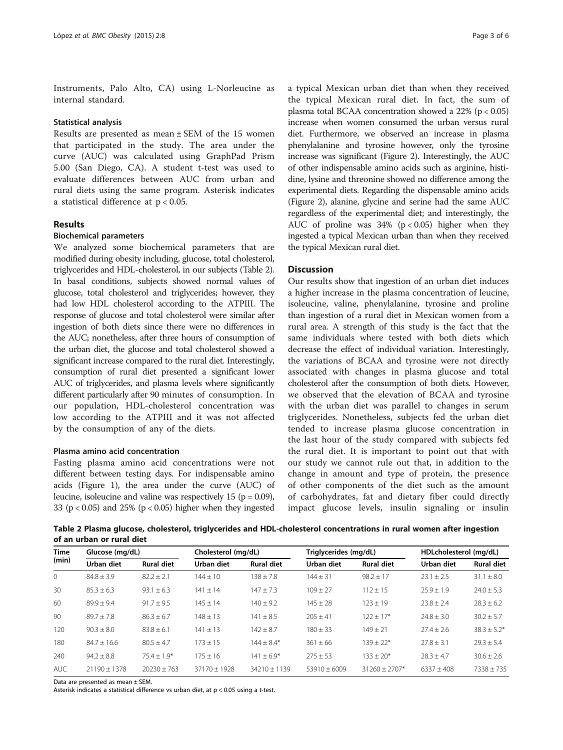Instruments, Palo Alto, CA) using L-Norleucine as internal standard.

#### Statistical analysis

Results are presented as mean ± SEM of the 15 women that participated in the study. The area under the curve (AUC) was calculated using GraphPad Prism 5.00 (San Diego, CA). A student t-test was used to evaluate differences between AUC from urban and rural diets using the same program. Asterisk indicates a statistical difference at $p < 0.05$.

## Results

### Biochemical parameters

We analyzed some biochemical parameters that are modified during obesity including, glucose, total cholesterol, triglycerides and HDL-cholesterol, in our subjects (Table 2). In basal conditions, subjects showed normal values of glucose, total cholesterol and triglycerides; however, they had low HDL cholesterol according to the ATPIII. The response of glucose and total cholesterol were similar after ingestion of both diets since there were no differences in the AUC; nonetheless, after three hours of consumption of the urban diet, the glucose and total cholesterol showed a significant increase compared to the rural diet. Interestingly, consumption of rural diet presented a significant lower AUC of triglycerides, and plasma levels where significantly different particularly after 90 minutes of consumption. In our population, HDL-cholesterol concentration was low according to the ATPIII and it was not affected by the consumption of any of the diets.

#### Plasma amino acid concentration

Fasting plasma amino acid concentrations were not different between testing days. For indispensable amino acids (Figure 1), the area under the curve (AUC) of leucine, isoleucine and valine was respectively 15 ($p = 0.09$), 33 ($p < 0.05$) and 25% ($p < 0.05$) higher when they ingested a typical Mexican urban diet than when they received the typical Mexican rural diet. In fact, the sum of plasma total BCAA concentration showed a 22% ($p < 0.05$) increase when women consumed the urban versus rural diet. Furthermore, we observed an increase in plasma phenylalanine and tyrosine however, only the tyrosine increase was significant (Figure 2). Interestingly, the AUC of other indispensable amino acids such as arginine, histidine, lysine and threonine showed no difference among the experimental diets. Regarding the dispensable amino acids (Figure 2), alanine, glycine and serine had the same AUC regardless of the experimental diet; and interestingly, the AUC of proline was 34% ($p < 0.05$) higher when they ingested a typical Mexican urban than when they received the typical Mexican rural diet.

## Discussion

Our results show that ingestion of an urban diet induces a higher increase in the plasma concentration of leucine, isoleucine, valine, phenylalanine, tyrosine and proline than ingestion of a rural diet in Mexican women from a rural area. A strength of this study is the fact that the same individuals where tested with both diets which decrease the effect of individual variation. Interestingly, the variations of BCAA and tyrosine were not directly associated with changes in plasma glucose and total cholesterol after the consumption of both diets. However, we observed that the elevation of BCAA and tyrosine with the urban diet was parallel to changes in serum triglycerides. Nonetheless, subjects fed the urban diet tended to increase plasma glucose concentration in the last hour of the study compared with subjects fed the rural diet. It is important to point out that with our study we cannot rule out that, in addition to the change in amount and type of protein, the presence of other components of the diet such as the amount of carbohydrates, fat and dietary fiber could directly impact glucose levels, insulin signaling or insulin

**Table 2 Plasma glucose, cholesterol, triglycerides and HDL-cholesterol concentrations in rural women after ingestion of an urban or rural diet**

| Time (min) | Glucose (mg/dL) | | Cholesterol (mg/dL) | | Triglycerides (mg/dL) | | HDLcholesterol (mg/dL) | |
|---|---|---|---|---|---|---|---|---|
| | Urban diet | Rural diet | Urban diet | Rural diet | Urban diet | Rural diet | Urban diet | Rural diet |
| 0 | 84.8 ± 3.9 | 82.2 ± 2.1 | 144 ± 10 | 138 ± 7.8 | 144 ± 31 | 98.2 ± 17 | 23.1 ± 2.5 | 31.1 ± 8.0 |
| 30 | 85.3 ± 6.3 | 93.1 ± 6.3 | 141 ± 14 | 147 ± 7.3 | 109 ± 27 | 112 ± 15 | 25.9 ± 1.9 | 24.0 ± 5.3 |
| 60 | 89.9 ± 9.4 | 91.7 ± 9.5 | 145 ± 14 | 140 ± 9.2 | 145 ± 28 | 123 ± 19 | 23.8 ± 2.4 | 28.3 ± 6.2 |
| 90 | 89.7 ± 7.8 | 86.3 ± 6.7 | 148 ± 13 | 141 ± 8.5 | 205 ± 41 | 122 ± 17* | 24.8 ± 3.0 | 30.2 ± 5.7 |
| 120 | 90.3 ± 8.0 | 83.8 ± 6.1 | 141 ± 13 | 142 ± 8.7 | 180 ± 33 | 149 ± 21 | 27.4 ± 2.6 | 38.3 ± 5.2* |
| 180 | 84.7 ± 16.6 | 80.5 ± 4.7 | 173 ± 15 | 144 ± 8.4* | 361 ± 66 | 139 ± 22* | 27.8 ± 3.1 | 29.3 ± 5.4 |
| 240 | 94.2 ± 8.8 | 75.4 ± 1.9* | 175 ± 16 | 141 ± 6.9* | 275 ± 53 | 133 ± 20* | 28.3 ± 4.7 | 30.6 ± 2.6 |
| AUC | 21190 ± 1378 | 20230 ± 763 | 37170 ± 1928 | 34210 ± 1139 | 53910 ± 6009 | 31260 ± 2707* | 6337 ± 408 | 7338 ± 735 |

Data are presented as mean ± SEM.
Asterisk indicates a statistical difference vs urban diet, at $p < 0.05$ using a t-test.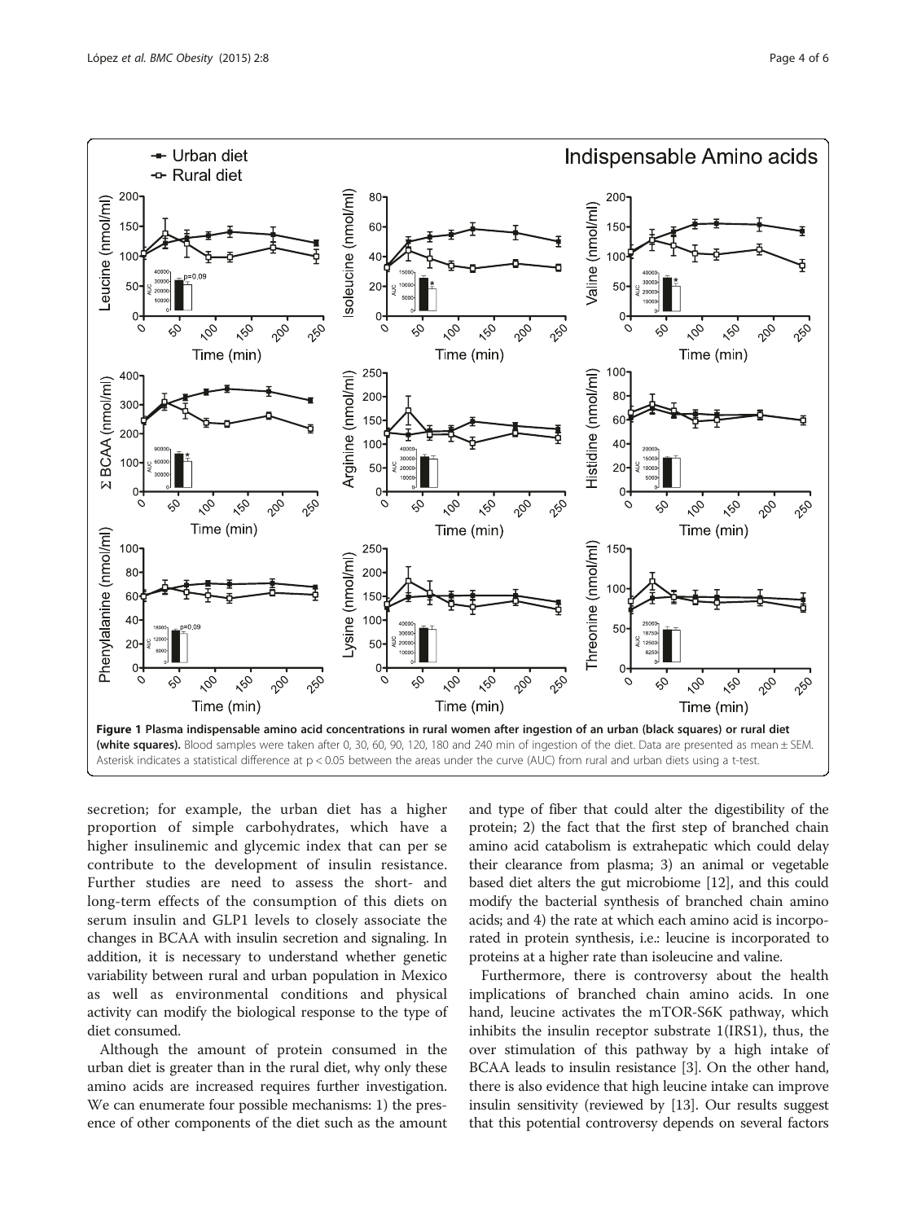**Figure 1 Plasma indispensable amino acid concentrations in rural women after ingestion of an urban (black squares) or rural diet (white squares).** Blood samples were taken after 0, 30, 60, 90, 120, 180 and 240 min of ingestion of the diet. Data are presented as mean ± SEM. Asterisk indicates a statistical difference at $p < 0.05$ between the areas under the curve (AUC) from rural and urban diets using a t-test.

secretion; for example, the urban diet has a higher proportion of simple carbohydrates, which have a higher insulinemic and glycemic index that can per se contribute to the development of insulin resistance. Further studies are need to assess the short- and long-term effects of the consumption of this diets on serum insulin and GLP1 levels to closely associate the changes in BCAA with insulin secretion and signaling. In addition, it is necessary to understand whether genetic variability between rural and urban population in Mexico as well as environmental conditions and physical activity can modify the biological response to the type of diet consumed.

Although the amount of protein consumed in the urban diet is greater than in the rural diet, why only these amino acids are increased requires further investigation. We can enumerate four possible mechanisms: 1) the presence of other components of the diet such as the amount and type of fiber that could alter the digestibility of the protein; 2) the fact that the first step of branched chain amino acid catabolism is extrahepatic which could delay their clearance from plasma; 3) an animal or vegetable based diet alters the gut microbiome [12], and this could modify the bacterial synthesis of branched chain amino acids; and 4) the rate at which each amino acid is incorporated in protein synthesis, i.e.: leucine is incorporated to proteins at a higher rate than isoleucine and valine.

Furthermore, there is controversy about the health implications of branched chain amino acids. In one hand, leucine activates the mTOR-S6K pathway, which inhibits the insulin receptor substrate 1(IRS1), thus, the over stimulation of this pathway by a high intake of BCAA leads to insulin resistance [3]. On the other hand, there is also evidence that high leucine intake can improve insulin sensitivity (reviewed by [13]. Our results suggest that this potential controversy depends on several factors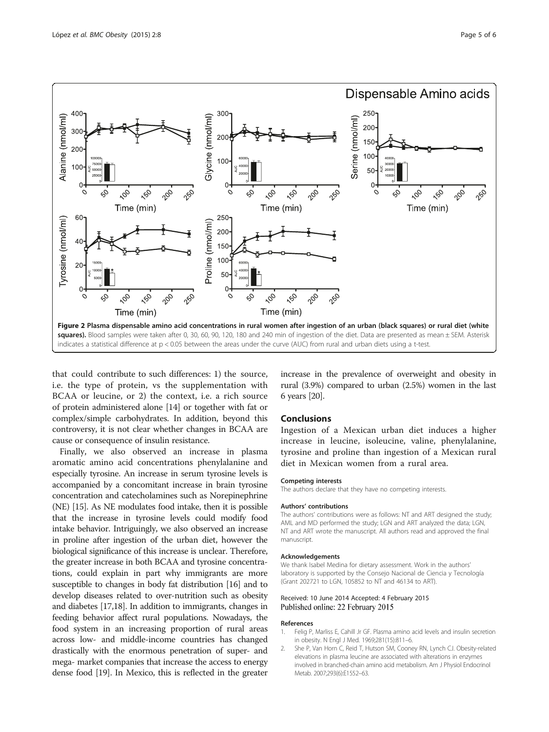Figure 2 Plasma dispensable amino acid concentrations in rural women after ingestion of an urban (black squares) or rural diet (white squares). Blood samples were taken after 0, 30, 60, 90, 120, 180 and 240 min of ingestion of the diet. Data are presented as mean ± SEM. Asterisk indicates a statistical difference at $p < 0.05$ between the areas under the curve (AUC) from rural and urban diets using a t-test.

that could contribute to such differences: 1) the source, i.e. the type of protein, vs the supplementation with BCAA or leucine, or 2) the context, i.e. a rich source of protein administered alone [14] or together with fat or complex/simple carbohydrates. In addition, beyond this controversy, it is not clear whether changes in BCAA are cause or consequence of insulin resistance.

Finally, we also observed an increase in plasma aromatic amino acid concentrations phenylalanine and especially tyrosine. An increase in serum tyrosine levels is accompanied by a concomitant increase in brain tyrosine concentration and catecholamines such as Norepinephrine (NE) [15]. As NE modulates food intake, then it is possible that the increase in tyrosine levels could modify food intake behavior. Intriguingly, we also observed an increase in proline after ingestion of the urban diet, however the biological significance of this increase is unclear. Therefore, the greater increase in both BCAA and tyrosine concentrations, could explain in part why immigrants are more susceptible to changes in body fat distribution [16] and to develop diseases related to over-nutrition such as obesity and diabetes [17,18]. In addition to immigrants, changes in feeding behavior affect rural populations. Nowadays, the food system in an increasing proportion of rural areas across low- and middle-income countries has changed drastically with the enormous penetration of super- and mega- market companies that increase the access to energy dense food [19]. In Mexico, this is reflected in the greater increase in the prevalence of overweight and obesity in rural (3.9%) compared to urban (2.5%) women in the last 6 years [20].

## Conclusions

Ingestion of a Mexican urban diet induces a higher increase in leucine, isoleucine, valine, phenylalanine, tyrosine and proline than ingestion of a Mexican rural diet in Mexican women from a rural area.

#### Competing interests

The authors declare that they have no competing interests.

#### Authors' contributions

The authors' contributions were as follows: NT and ART designed the study; AML and MD performed the study; LGN and ART analyzed the data; LGN, NT and ART wrote the manuscript. All authors read and approved the final manuscript.

#### Acknowledgements

We thank Isabel Medina for dietary assessment. Work in the authors' laboratory is supported by the Consejo Nacional de Ciencia y Tecnología (Grant 202721 to LGN, 105852 to NT and 46134 to ART).

Received: 10 June 2014 Accepted: 4 February 2015
Published online: 22 February 2015

#### References

1. Felig P, Marliss E, Cahill Jr GF. Plasma amino acid levels and insulin secretion in obesity. N Engl J Med. 1969;281(15):811–6.
2. She P, Van Horn C, Reid T, Hutson SM, Cooney RN, Lynch CJ. Obesity-related elevations in plasma leucine are associated with alterations in enzymes involved in branched-chain amino acid metabolism. Am J Physiol Endocrinol Metab. 2007;293(6):E1552–63.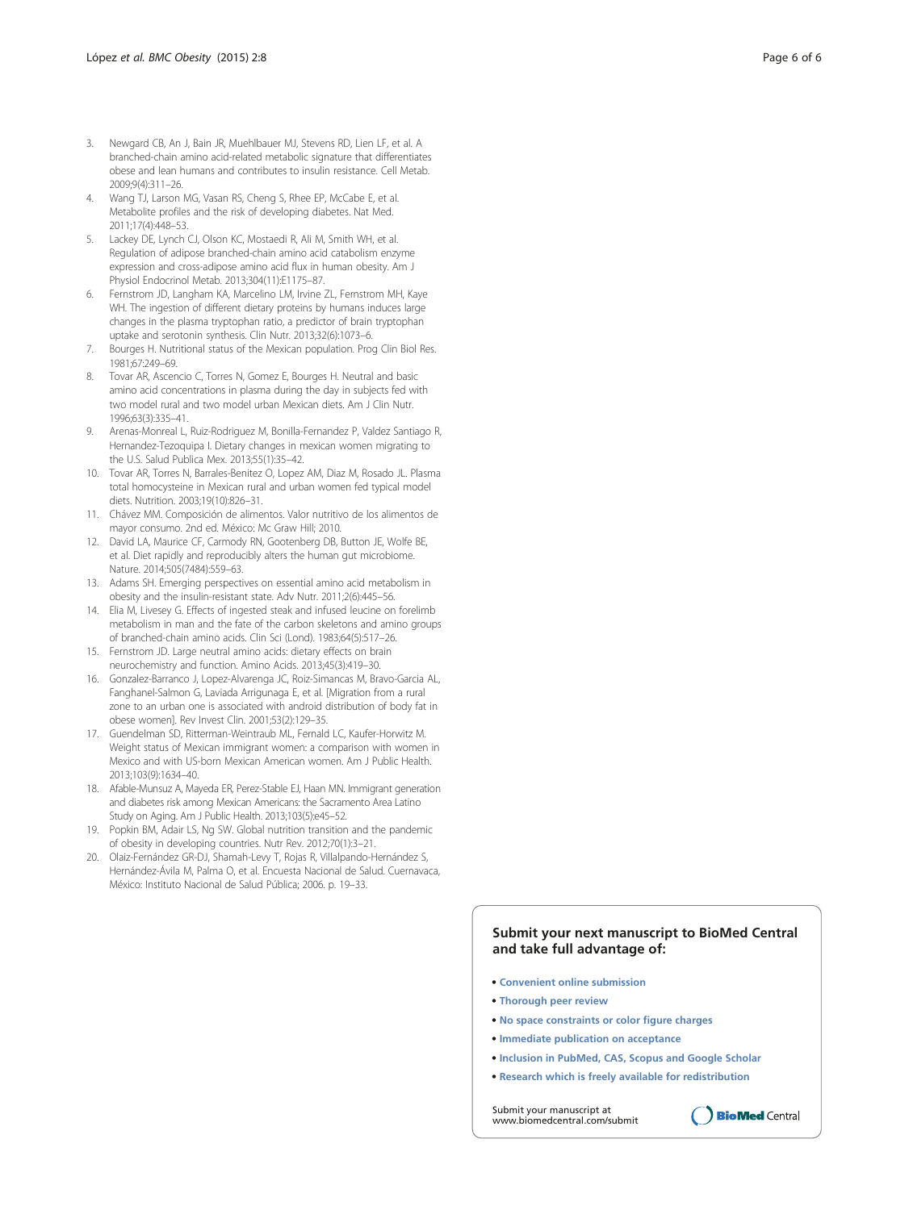3. Newgard CB, An J, Bain JR, Muehlbauer MJ, Stevens RD, Lien LF, et al. A branched-chain amino acid-related metabolic signature that differentiates obese and lean humans and contributes to insulin resistance. Cell Metab. 2009;9(4):311–26.
4. Wang TJ, Larson MG, Vasan RS, Cheng S, Rhee EP, McCabe E, et al. Metabolite profiles and the risk of developing diabetes. Nat Med. 2011;17(4):448–53.
5. Lackey DE, Lynch CJ, Olson KC, Mostaedi R, Ali M, Smith WH, et al. Regulation of adipose branched-chain amino acid catabolism enzyme expression and cross-adipose amino acid flux in human obesity. Am J Physiol Endocrinol Metab. 2013;304(11):E1175–87.
6. Fernstrom JD, Langham KA, Marcelino LM, Irvine ZL, Fernstrom MH, Kaye WH. The ingestion of different dietary proteins by humans induces large changes in the plasma tryptophan ratio, a predictor of brain tryptophan uptake and serotonin synthesis. Clin Nutr. 2013;32(6):1073–6.
7. Bourges H. Nutritional status of the Mexican population. Prog Clin Biol Res. 1981;67:249–69.
8. Tovar AR, Ascencio C, Torres N, Gomez E, Bourges H. Neutral and basic amino acid concentrations in plasma during the day in subjects fed with two model rural and two model urban Mexican diets. Am J Clin Nutr. 1996;63(3):335–41.
9. Arenas-Monreal L, Ruiz-Rodriguez M, Bonilla-Fernandez P, Valdez Santiago R, Hernandez-Tezoquipa I. Dietary changes in mexican women migrating to the U.S. Salud Publica Mex. 2013;55(1):35–42.
10. Tovar AR, Torres N, Barrales-Benitez O, Lopez AM, Diaz M, Rosado JL. Plasma total homocysteine in Mexican rural and urban women fed typical model diets. Nutrition. 2003;19(10):826–31.
11. Chávez MM. Composición de alimentos. Valor nutritivo de los alimentos de mayor consumo. 2nd ed. México: Mc Graw Hill; 2010.
12. David LA, Maurice CF, Carmody RN, Gootenberg DB, Button JE, Wolfe BE, et al. Diet rapidly and reproducibly alters the human gut microbiome. Nature. 2014;505(7484):559–63.
13. Adams SH. Emerging perspectives on essential amino acid metabolism in obesity and the insulin-resistant state. Adv Nutr. 2011;2(6):445–56.
14. Elia M, Livesey G. Effects of ingested steak and infused leucine on forelimb metabolism in man and the fate of the carbon skeletons and amino groups of branched-chain amino acids. Clin Sci (Lond). 1983;64(5):517–26.
15. Fernstrom JD. Large neutral amino acids: dietary effects on brain neurochemistry and function. Amino Acids. 2013;45(3):419–30.
16. Gonzalez-Barranco J, Lopez-Alvarenga JC, Roiz-Simancas M, Bravo-Garcia AL, Fanghanel-Salmon G, Laviada Arrigunaga E, et al. [Migration from a rural zone to an urban one is associated with android distribution of body fat in obese women]. Rev Invest Clin. 2001;53(2):129–35.
17. Guendelman SD, Ritterman-Weintraub ML, Fernald LC, Kaufer-Horwitz M. Weight status of Mexican immigrant women: a comparison with women in Mexico and with US-born Mexican American women. Am J Public Health. 2013;103(9):1634–40.
18. Afable-Munsuz A, Mayeda ER, Perez-Stable EJ, Haan MN. Immigrant generation and diabetes risk among Mexican Americans: the Sacramento Area Latino Study on Aging. Am J Public Health. 2013;103(5):e45–52.
19. Popkin BM, Adair LS, Ng SW. Global nutrition transition and the pandemic of obesity in developing countries. Nutr Rev. 2012;70(1):3–21.
20. Olaiz-Fernández GR-DJ, Shamah-Levy T, Rojas R, Villalpando-Hernández S, Hernández-Ávila M, Palma O, et al. Encuesta Nacional de Salud. Cuernavaca, México: Instituto Nacional de Salud Pública; 2006. p. 19–33.

**Submit your next manuscript to BioMed Central and take full advantage of:**

- Convenient online submission
- Thorough peer review
- No space constraints or color figure charges
- Immediate publication on acceptance
- Inclusion in PubMed, CAS, Scopus and Google Scholar
- Research which is freely available for redistribution

Submit your manuscript at www.biomedcentral.com/submit